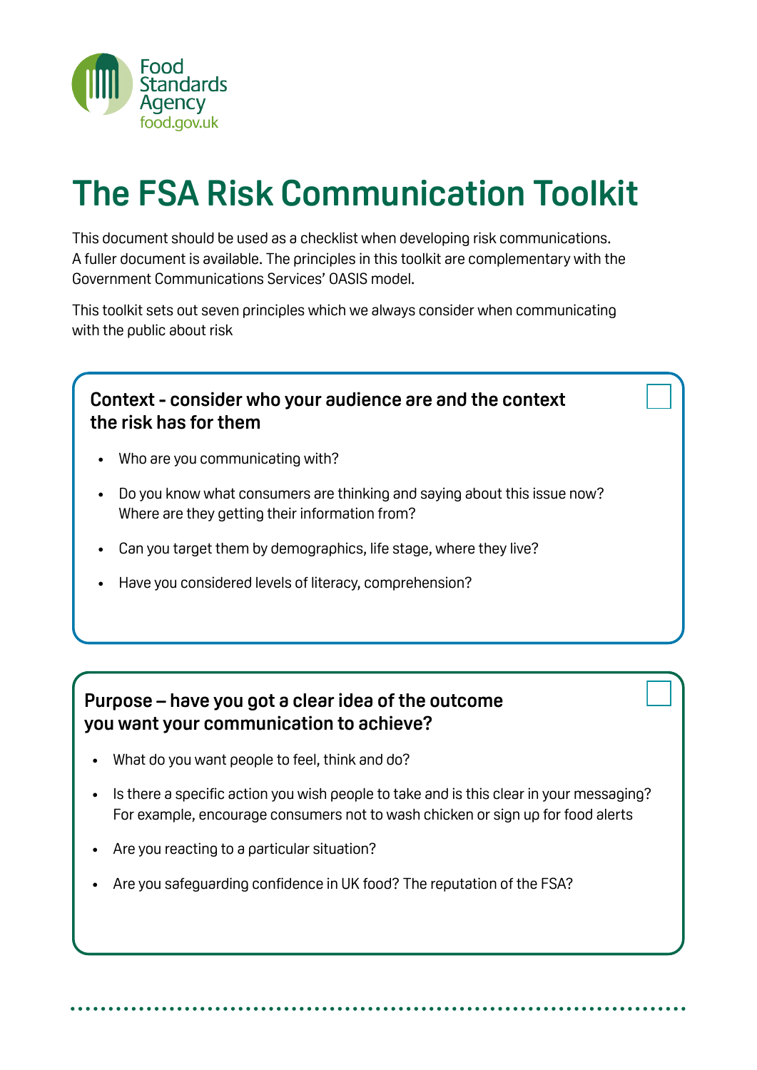Food Standards Agency
food.gov.uk

# The FSA Risk Communication Toolkit

This document should be used as a checklist when developing risk communications. A fuller document is available. The principles in this toolkit are complementary with the Government Communications Services' OASIS model.

This toolkit sets out seven principles which we always consider when communicating with the public about risk

## Context - consider who your audience are and the context the risk has for them

- Who are you communicating with?
- Do you know what consumers are thinking and saying about this issue now? Where are they getting their information from?
- Can you target them by demographics, life stage, where they live?
- Have you considered levels of literacy, comprehension?

## Purpose – have you got a clear idea of the outcome you want your communication to achieve?

- What do you want people to feel, think and do?
- Is there a specific action you wish people to take and is this clear in your messaging? For example, encourage consumers not to wash chicken or sign up for food alerts
- Are you reacting to a particular situation?
- Are you safeguarding confidence in UK food? The reputation of the FSA?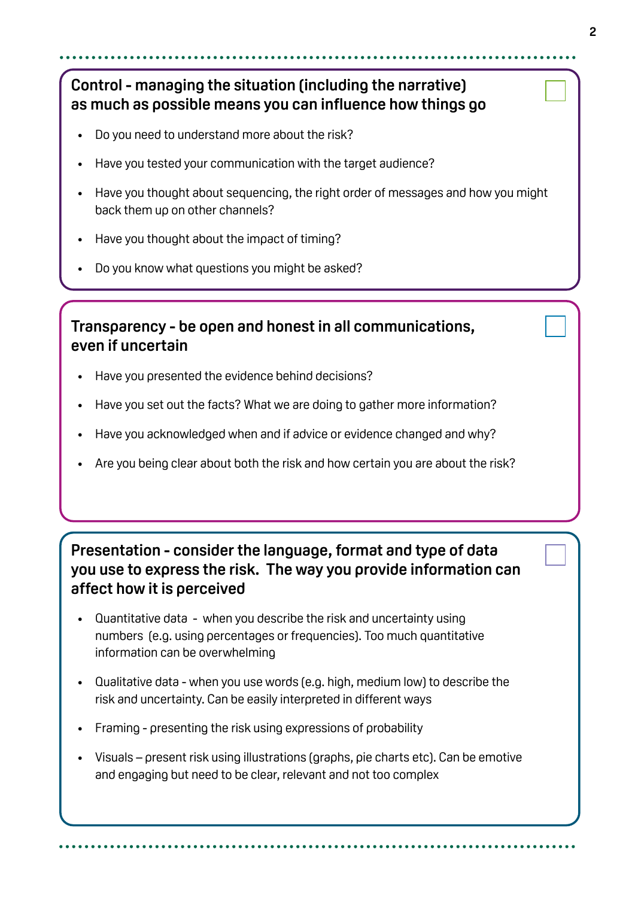## Control - managing the situation (including the narrative) as much as possible means you can influence how things go

- Do you need to understand more about the risk?
- Have you tested your communication with the target audience?
- Have you thought about sequencing, the right order of messages and how you might back them up on other channels?
- Have you thought about the impact of timing?
- Do you know what questions you might be asked?

## Transparency - be open and honest in all communications, even if uncertain

- Have you presented the evidence behind decisions?
- Have you set out the facts? What we are doing to gather more information?
- Have you acknowledged when and if advice or evidence changed and why?
- Are you being clear about both the risk and how certain you are about the risk?

## Presentation - consider the language, format and type of data you use to express the risk. The way you provide information can affect how it is perceived

- Quantitative data - when you describe the risk and uncertainty using numbers (e.g. using percentages or frequencies). Too much quantitative information can be overwhelming
- Qualitative data - when you use words (e.g. high, medium low) to describe the risk and uncertainty. Can be easily interpreted in different ways
- Framing - presenting the risk using expressions of probability
- Visuals – present risk using illustrations (graphs, pie charts etc). Can be emotive and engaging but need to be clear, relevant and not too complex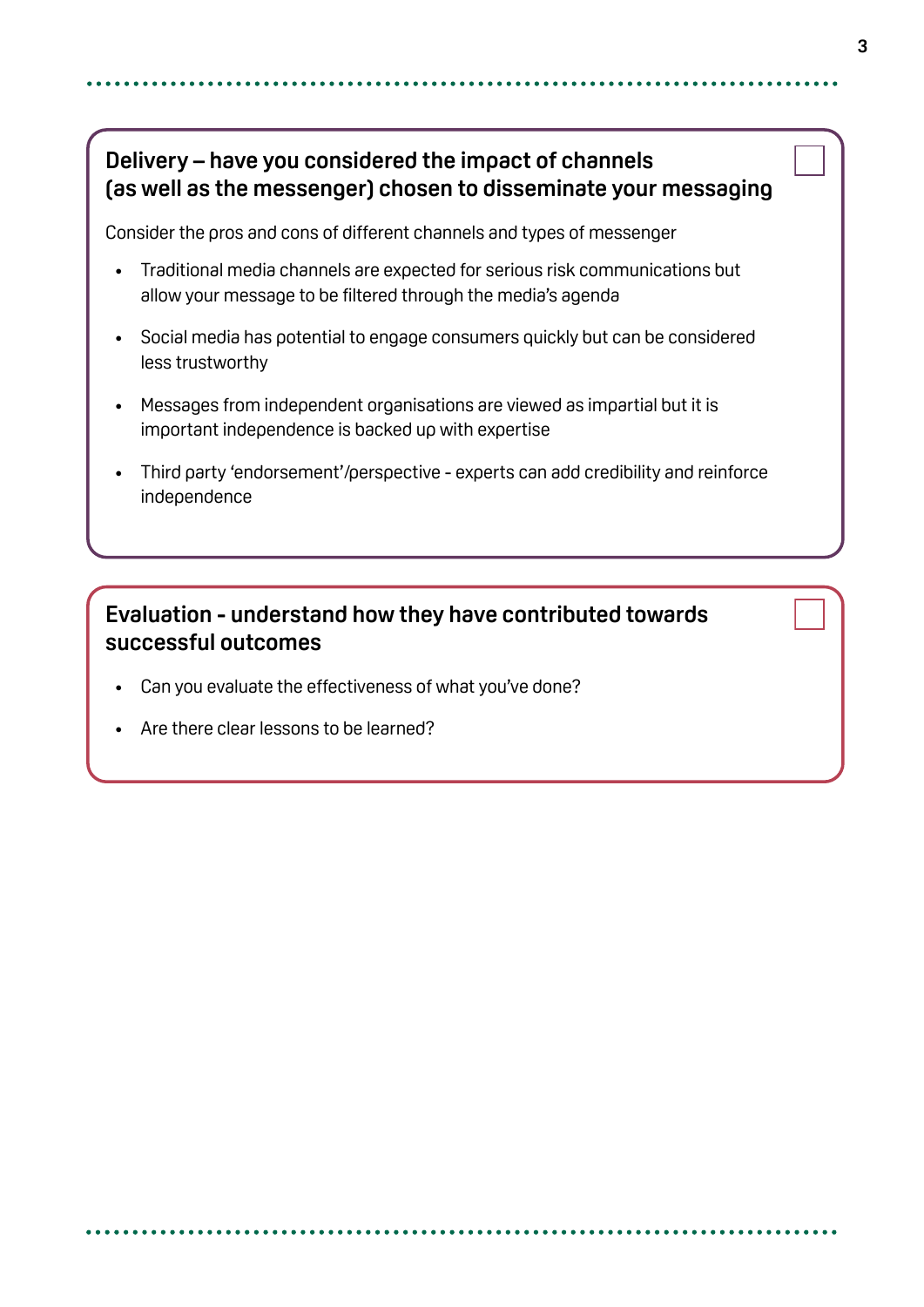## Delivery – have you considered the impact of channels (as well as the messenger) chosen to disseminate your messaging

Consider the pros and cons of different channels and types of messenger

- Traditional media channels are expected for serious risk communications but allow your message to be filtered through the media's agenda
- Social media has potential to engage consumers quickly but can be considered less trustworthy
- Messages from independent organisations are viewed as impartial but it is important independence is backed up with expertise
- Third party 'endorsement'/perspective - experts can add credibility and reinforce independence

## Evaluation - understand how they have contributed towards successful outcomes

- Can you evaluate the effectiveness of what you've done?
- Are there clear lessons to be learned?